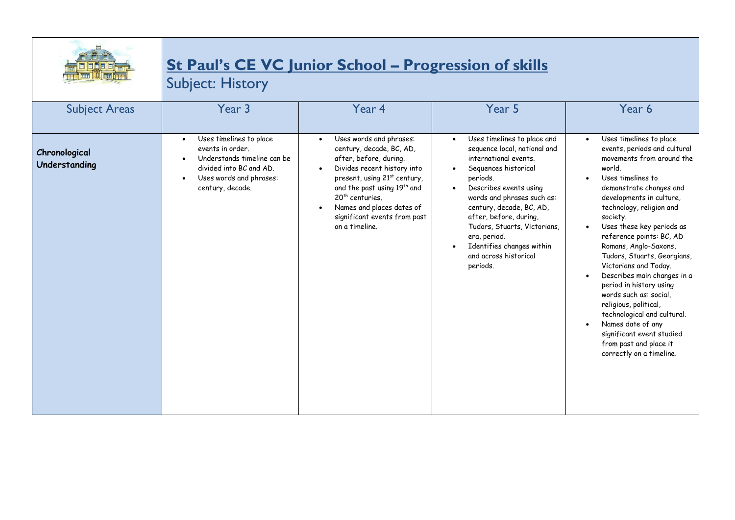# St Paul's CE VC Junior School – Progression of skills

## Subject: History

| Subject Areas | Year 3 | Year 4 | Year 5 | Year 6 |
|---|---|---|---|---|
| **Chronological Understanding** | • Uses timelines to place events in order.<br>• Understands timeline can be divided into BC and AD.<br>• Uses words and phrases: century, decade. | • Uses words and phrases: century, decade, BC, AD, after, before, during.<br>• Divides recent history into present, using 21st century, and the past using 19th and 20th centuries.<br>• Names and places dates of significant events from past on a timeline. | • Uses timelines to place and sequence local, national and international events.<br>• Sequences historical periods.<br>• Describes events using words and phrases such as: century, decade, BC, AD, after, before, during, Tudors, Stuarts, Victorians, era, period.<br>• Identifies changes within and across historical periods. | • Uses timelines to place events, periods and cultural movements from around the world.<br>• Uses timelines to demonstrate changes and developments in culture, technology, religion and society.<br>• Uses these key periods as reference points: BC, AD Romans, Anglo-Saxons, Tudors, Stuarts, Georgians, Victorians and Today.<br>• Describes main changes in a period in history using words such as: social, religious, political, technological and cultural.<br>• Names date of any significant event studied from past and place it correctly on a timeline. |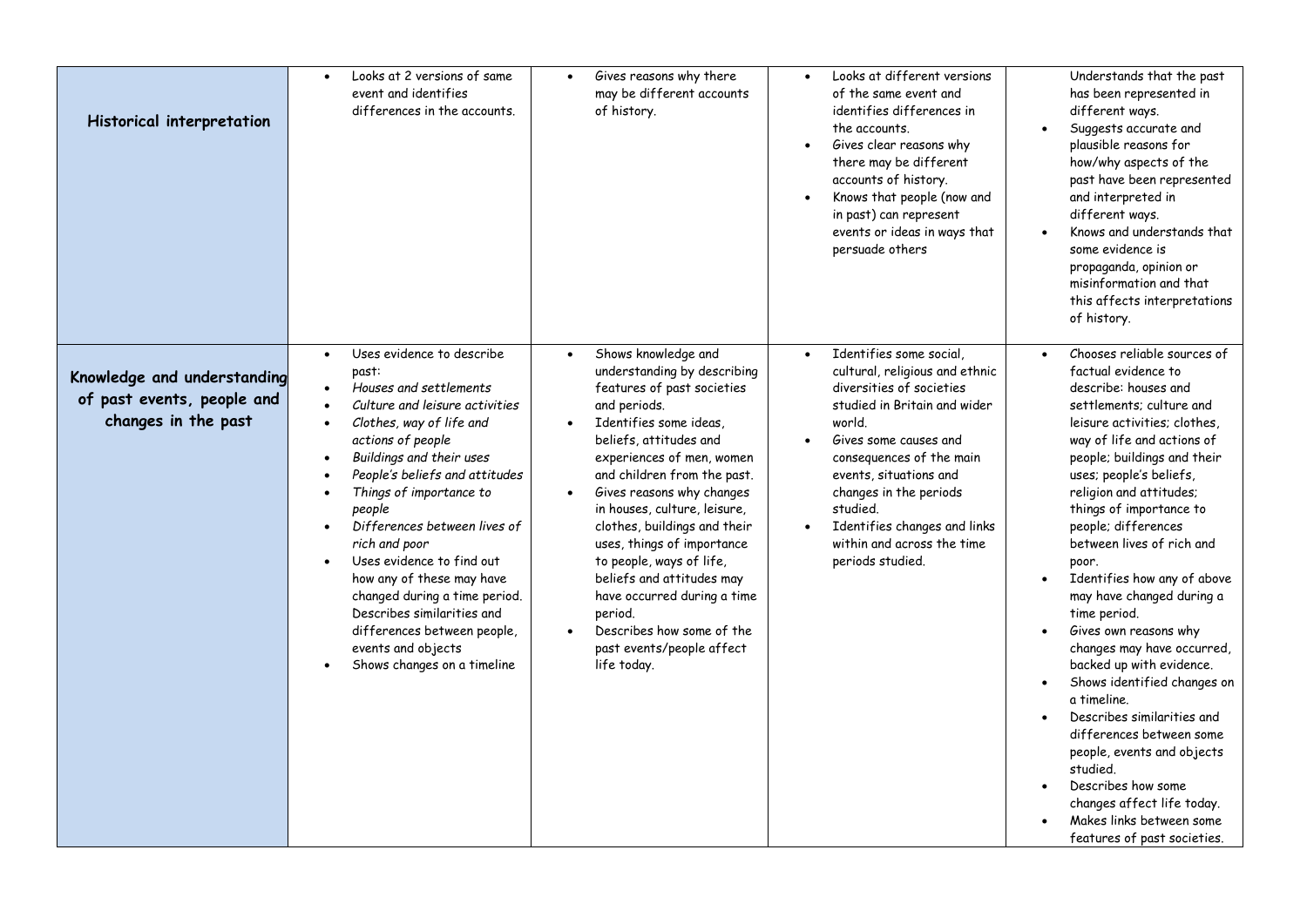| | | | | |
|---|---|---|---|---|
| **Historical interpretation** | • Looks at 2 versions of same event and identifies differences in the accounts. | • Gives reasons why there may be different accounts of history. | • Looks at different versions of the same event and identifies differences in the accounts.<br>• Gives clear reasons why there may be different accounts of history.<br>• Knows that people (now and in past) can represent events or ideas in ways that persuade others | Understands that the past has been represented in different ways.<br>• Suggests accurate and plausible reasons for how/why aspects of the past have been represented and interpreted in different ways.<br>• Knows and understands that some evidence is propaganda, opinion or misinformation and that this affects interpretations of history. |
| **Knowledge and understanding of past events, people and changes in the past** | • Uses evidence to describe past:<br>• *Houses and settlements*<br>• *Culture and leisure activities*<br>• *Clothes, way of life and actions of people*<br>• *Buildings and their uses*<br>• *People's beliefs and attitudes*<br>• *Things of importance to people*<br>• *Differences between lives of rich and poor*<br>• Uses evidence to find out how any of these may have changed during a time period. Describes similarities and differences between people, events and objects<br>• Shows changes on a timeline | • Shows knowledge and understanding by describing features of past societies and periods.<br>• Identifies some ideas, beliefs, attitudes and experiences of men, women and children from the past.<br>• Gives reasons why changes in houses, culture, leisure, clothes, buildings and their uses, things of importance to people, ways of life, beliefs and attitudes may have occurred during a time period.<br>• Describes how some of the past events/people affect life today. | • Identifies some social, cultural, religious and ethnic diversities of societies studied in Britain and wider world.<br>• Gives some causes and consequences of the main events, situations and changes in the periods studied.<br>• Identifies changes and links within and across the time periods studied. | • Chooses reliable sources of factual evidence to describe: houses and settlements; culture and leisure activities; clothes, way of life and actions of people; buildings and their uses; people's beliefs, religion and attitudes; things of importance to people; differences between lives of rich and poor.<br>• Identifies how any of above may have changed during a time period.<br>• Gives own reasons why changes may have occurred, backed up with evidence.<br>• Shows identified changes on a timeline.<br>• Describes similarities and differences between some people, events and objects studied.<br>• Describes how some changes affect life today.<br>• Makes links between some features of past societies. |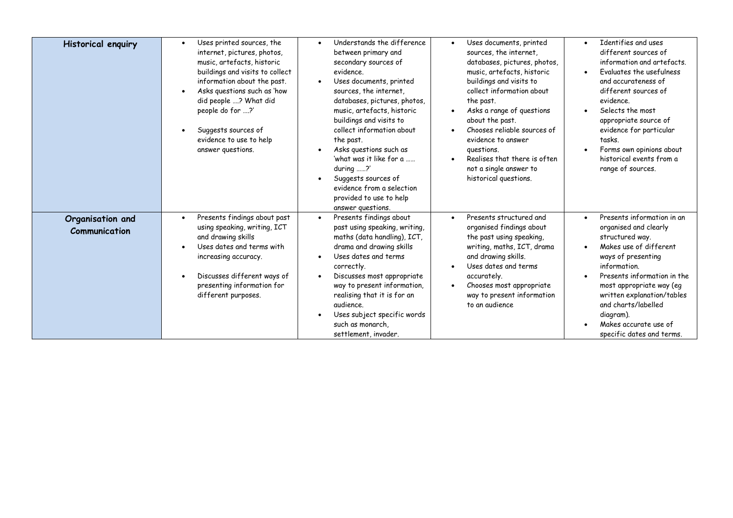| | | | | |
|---|---|---|---|---|
| **Historical enquiry** | • Uses printed sources, the internet, pictures, photos, music, artefacts, historic buildings and visits to collect information about the past.<br>• Asks questions such as 'how did people ….? What did people do for ….?'<br>• Suggests sources of evidence to use to help answer questions. | • Understands the difference between primary and secondary sources of evidence.<br>• Uses documents, printed sources, the internet, databases, pictures, photos, music, artefacts, historic buildings and visits to collect information about the past.<br>• Asks questions such as 'what was it like for a …… during ……?'<br>• Suggests sources of evidence from a selection provided to use to help answer questions. | • Uses documents, printed sources, the internet, databases, pictures, photos, music, artefacts, historic buildings and visits to collect information about the past.<br>• Asks a range of questions about the past.<br>• Chooses reliable sources of evidence to answer questions.<br>• Realises that there is often not a single answer to historical questions. | • Identifies and uses different sources of information and artefacts.<br>• Evaluates the usefulness and accurateness of different sources of evidence.<br>• Selects the most appropriate source of evidence for particular tasks.<br>• Forms own opinions about historical events from a range of sources. |
| **Organisation and Communication** | • Presents findings about past using speaking, writing, ICT and drawing skills<br>• Uses dates and terms with increasing accuracy.<br>• Discusses different ways of presenting information for different purposes. | • Presents findings about past using speaking, writing, maths (data handling), ICT, drama and drawing skills<br>• Uses dates and terms correctly.<br>• Discusses most appropriate way to present information, realising that it is for an audience.<br>• Uses subject specific words such as monarch, settlement, invader. | • Presents structured and organised findings about the past using speaking, writing, maths, ICT, drama and drawing skills.<br>• Uses dates and terms accurately.<br>• Chooses most appropriate way to present information to an audience | • Presents information in an organised and clearly structured way.<br>• Makes use of different ways of presenting information.<br>• Presents information in the most appropriate way (eg written explanation/tables and charts/labelled diagram).<br>• Makes accurate use of specific dates and terms. |